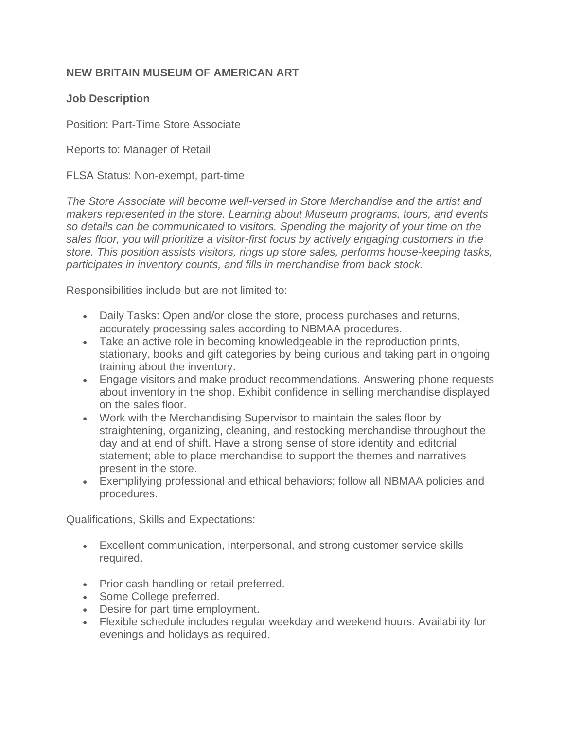**NEW BRITAIN MUSEUM OF AMERICAN ART**

**Job Description**

Position: Part-Time Store Associate

Reports to: Manager of Retail

FLSA Status: Non-exempt, part-time

*The Store Associate will become well-versed in Store Merchandise and the artist and makers represented in the store. Learning about Museum programs, tours, and events so details can be communicated to visitors. Spending the majority of your time on the sales floor, you will prioritize a visitor-first focus by actively engaging customers in the store. This position assists visitors, rings up store sales, performs house-keeping tasks, participates in inventory counts, and fills in merchandise from back stock.*

Responsibilities include but are not limited to:

- Daily Tasks: Open and/or close the store, process purchases and returns, accurately processing sales according to NBMAA procedures.
- Take an active role in becoming knowledgeable in the reproduction prints, stationary, books and gift categories by being curious and taking part in ongoing training about the inventory.
- Engage visitors and make product recommendations. Answering phone requests about inventory in the shop. Exhibit confidence in selling merchandise displayed on the sales floor.
- Work with the Merchandising Supervisor to maintain the sales floor by straightening, organizing, cleaning, and restocking merchandise throughout the day and at end of shift. Have a strong sense of store identity and editorial statement; able to place merchandise to support the themes and narratives present in the store.
- Exemplifying professional and ethical behaviors; follow all NBMAA policies and procedures.

Qualifications, Skills and Expectations:

- Excellent communication, interpersonal, and strong customer service skills required.
- Prior cash handling or retail preferred.
- Some College preferred.
- Desire for part time employment.
- Flexible schedule includes regular weekday and weekend hours. Availability for evenings and holidays as required.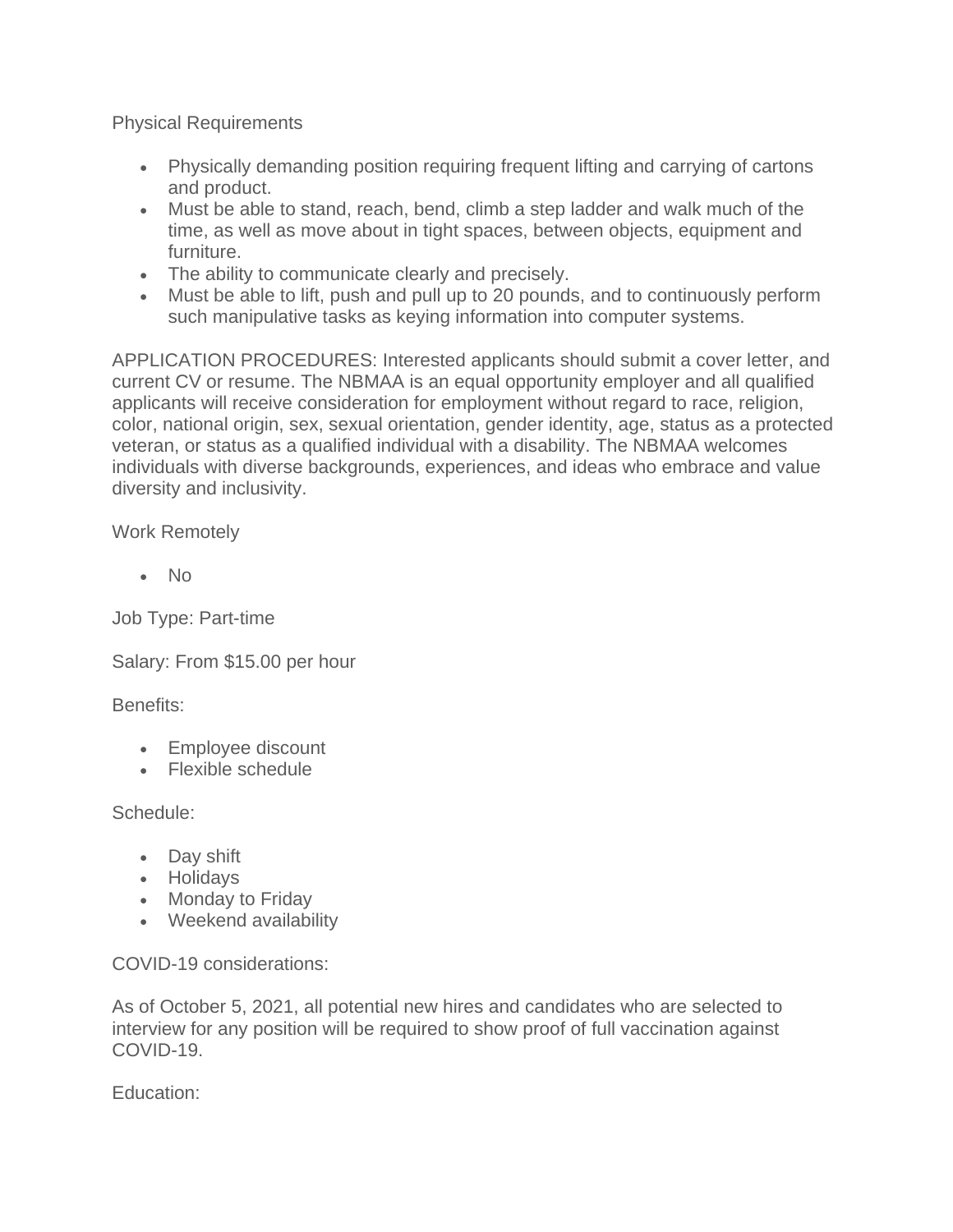Physical Requirements

- Physically demanding position requiring frequent lifting and carrying of cartons and product.
- Must be able to stand, reach, bend, climb a step ladder and walk much of the time, as well as move about in tight spaces, between objects, equipment and furniture.
- The ability to communicate clearly and precisely.
- Must be able to lift, push and pull up to 20 pounds, and to continuously perform such manipulative tasks as keying information into computer systems.

APPLICATION PROCEDURES: Interested applicants should submit a cover letter, and current CV or resume. The NBMAA is an equal opportunity employer and all qualified applicants will receive consideration for employment without regard to race, religion, color, national origin, sex, sexual orientation, gender identity, age, status as a protected veteran, or status as a qualified individual with a disability. The NBMAA welcomes individuals with diverse backgrounds, experiences, and ideas who embrace and value diversity and inclusivity.

Work Remotely

- No

Job Type: Part-time

Salary: From $15.00 per hour

Benefits:

- Employee discount
- Flexible schedule

Schedule:

- Day shift
- Holidays
- Monday to Friday
- Weekend availability

COVID-19 considerations:

As of October 5, 2021, all potential new hires and candidates who are selected to interview for any position will be required to show proof of full vaccination against COVID-19.

Education: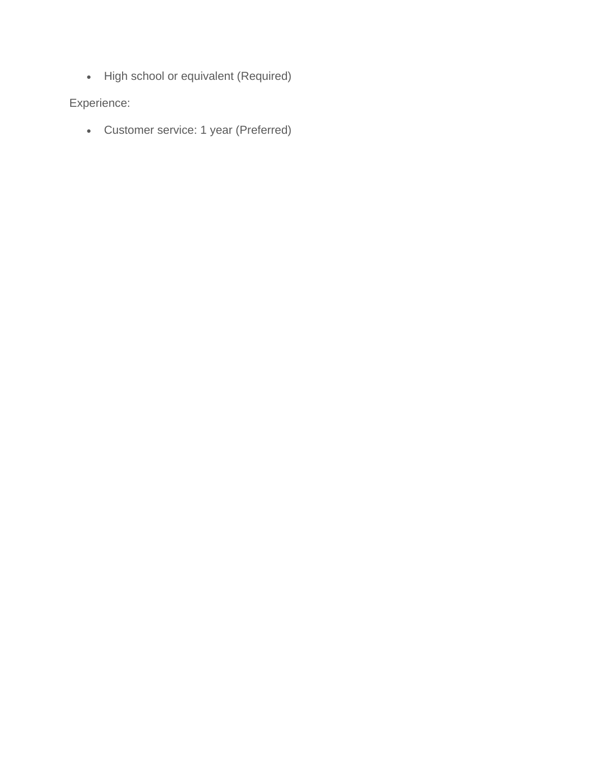- High school or equivalent (Required)

Experience:

- Customer service: 1 year (Preferred)